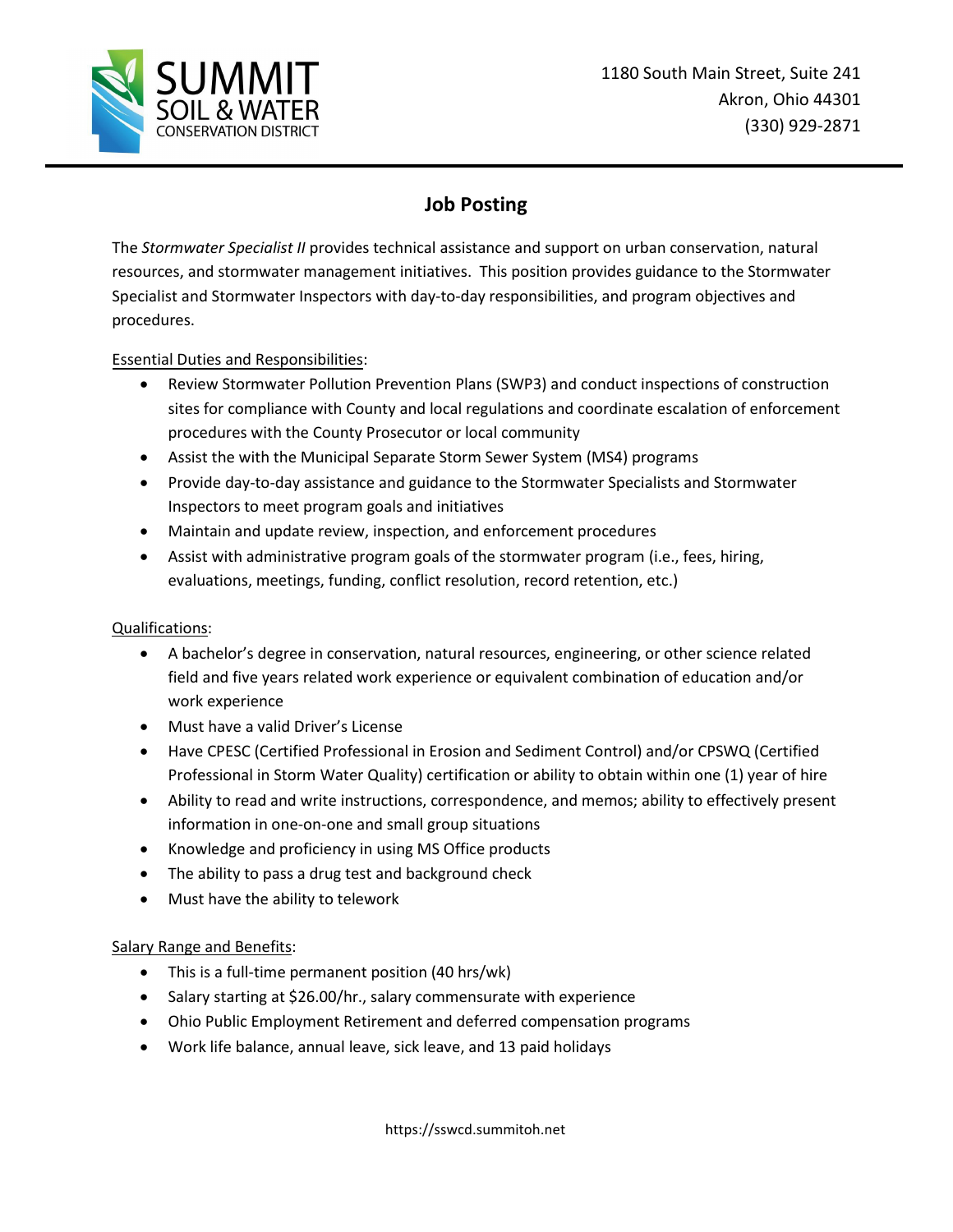**SUMMIT SOIL & WATER CONSERVATION DISTRICT**

1180 South Main Street, Suite 241
Akron, Ohio 44301
(330) 929-2871

# Job Posting

The *Stormwater Specialist II* provides technical assistance and support on urban conservation, natural resources, and stormwater management initiatives. This position provides guidance to the Stormwater Specialist and Stormwater Inspectors with day-to-day responsibilities, and program objectives and procedures.

Essential Duties and Responsibilities:

- Review Stormwater Pollution Prevention Plans (SWP3) and conduct inspections of construction sites for compliance with County and local regulations and coordinate escalation of enforcement procedures with the County Prosecutor or local community
- Assist the with the Municipal Separate Storm Sewer System (MS4) programs
- Provide day-to-day assistance and guidance to the Stormwater Specialists and Stormwater Inspectors to meet program goals and initiatives
- Maintain and update review, inspection, and enforcement procedures
- Assist with administrative program goals of the stormwater program (i.e., fees, hiring, evaluations, meetings, funding, conflict resolution, record retention, etc.)

Qualifications:

- A bachelor's degree in conservation, natural resources, engineering, or other science related field and five years related work experience or equivalent combination of education and/or work experience
- Must have a valid Driver's License
- Have CPESC (Certified Professional in Erosion and Sediment Control) and/or CPSWQ (Certified Professional in Storm Water Quality) certification or ability to obtain within one (1) year of hire
- Ability to read and write instructions, correspondence, and memos; ability to effectively present information in one-on-one and small group situations
- Knowledge and proficiency in using MS Office products
- The ability to pass a drug test and background check
- Must have the ability to telework

Salary Range and Benefits:

- This is a full-time permanent position (40 hrs/wk)
- Salary starting at $26.00/hr., salary commensurate with experience
- Ohio Public Employment Retirement and deferred compensation programs
- Work life balance, annual leave, sick leave, and 13 paid holidays

https://sswcd.summitoh.net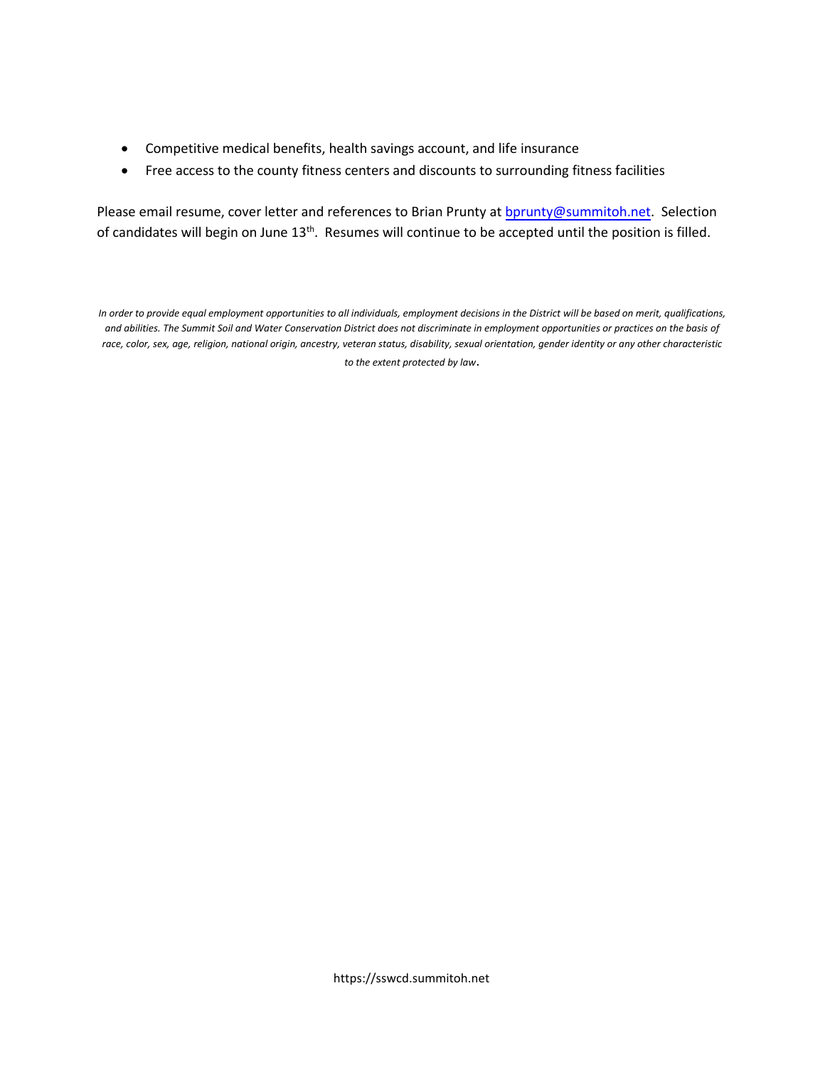- Competitive medical benefits, health savings account, and life insurance
- Free access to the county fitness centers and discounts to surrounding fitness facilities

Please email resume, cover letter and references to Brian Prunty at bprunty@summitoh.net. Selection of candidates will begin on June 13th. Resumes will continue to be accepted until the position is filled.

*In order to provide equal employment opportunities to all individuals, employment decisions in the District will be based on merit, qualifications, and abilities. The Summit Soil and Water Conservation District does not discriminate in employment opportunities or practices on the basis of race, color, sex, age, religion, national origin, ancestry, veteran status, disability, sexual orientation, gender identity or any other characteristic to the extent protected by law.*

https://sswcd.summitoh.net